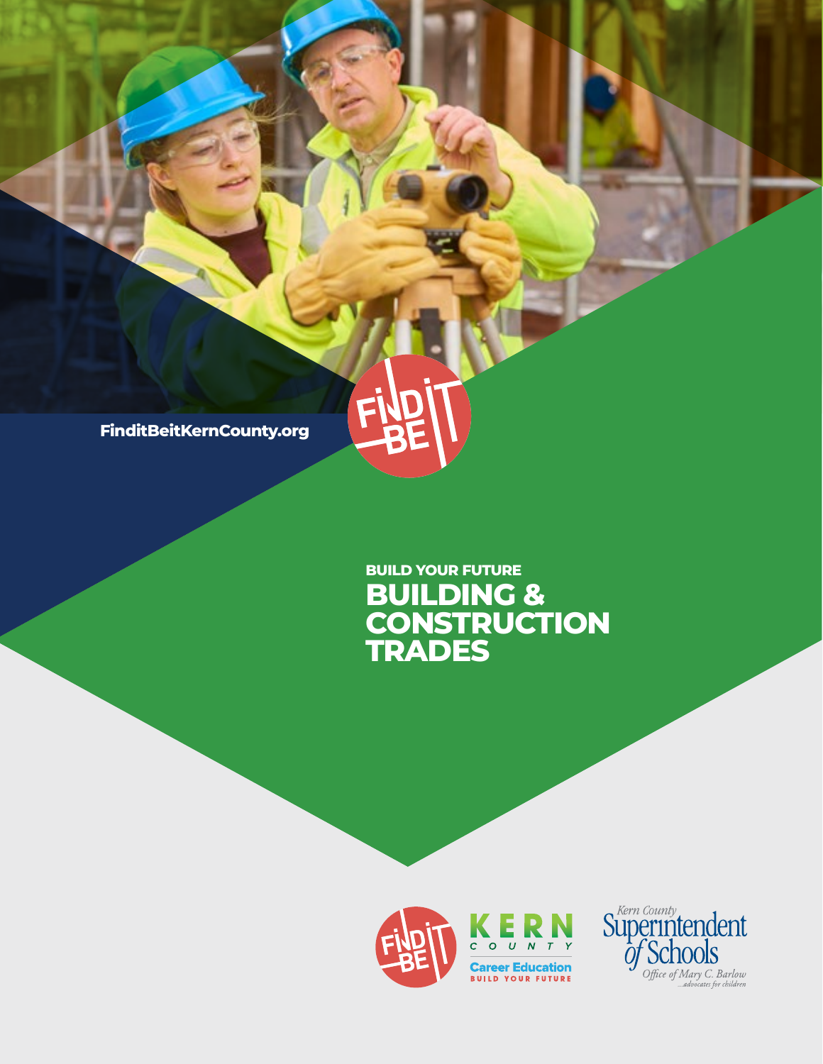FinditBeitKernCounty.org

BUILD YOUR FUTURE

# BUILDING & CONSTRUCTION TRADES

KERN COUNTY Career Education BUILD YOUR FUTURE

Kern County Superintendent of Schools
Office of Mary C. Barlow
...advocates for children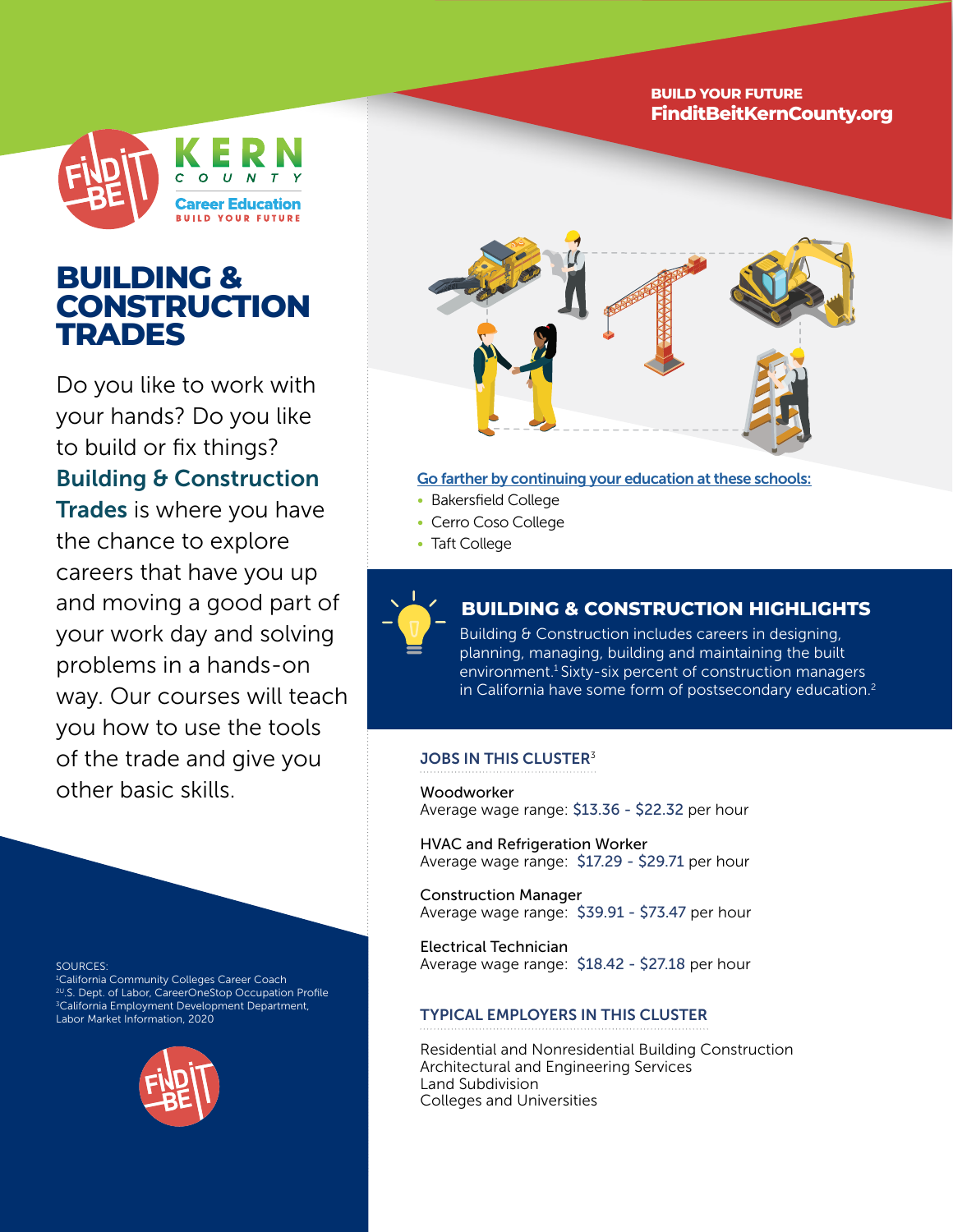BUILD YOUR FUTURE
FinditBeitKernCounty.org

FIND BE IT KERN COUNTY Career Education BUILD YOUR FUTURE

# BUILDING & CONSTRUCTION TRADES

Do you like to work with your hands? Do you like to build or fix things? **Building & Construction Trades** is where you have the chance to explore careers that have you up and moving a good part of your work day and solving problems in a hands-on way. Our courses will teach you how to use the tools of the trade and give you other basic skills.

Go farther by continuing your education at these schools:

- Bakersfield College
- Cerro Coso College
- Taft College

## BUILDING & CONSTRUCTION HIGHLIGHTS

Building & Construction includes careers in designing, planning, managing, building and maintaining the built environment.[1] Sixty-six percent of construction managers in California have some form of postsecondary education.[2]

### JOBS IN THIS CLUSTER[3]

Woodworker
Average wage range: $13.36 - $22.32 per hour

HVAC and Refrigeration Worker
Average wage range: $17.29 - $29.71 per hour

Construction Manager
Average wage range: $39.91 - $73.47 per hour

Electrical Technician
Average wage range: $18.42 - $27.18 per hour

### TYPICAL EMPLOYERS IN THIS CLUSTER

Residential and Nonresidential Building Construction
Architectural and Engineering Services
Land Subdivision
Colleges and Universities

SOURCES:
[1]California Community Colleges Career Coach
[2]U.S. Dept. of Labor, CareerOneStop Occupation Profile
[3]California Employment Development Department, Labor Market Information, 2020